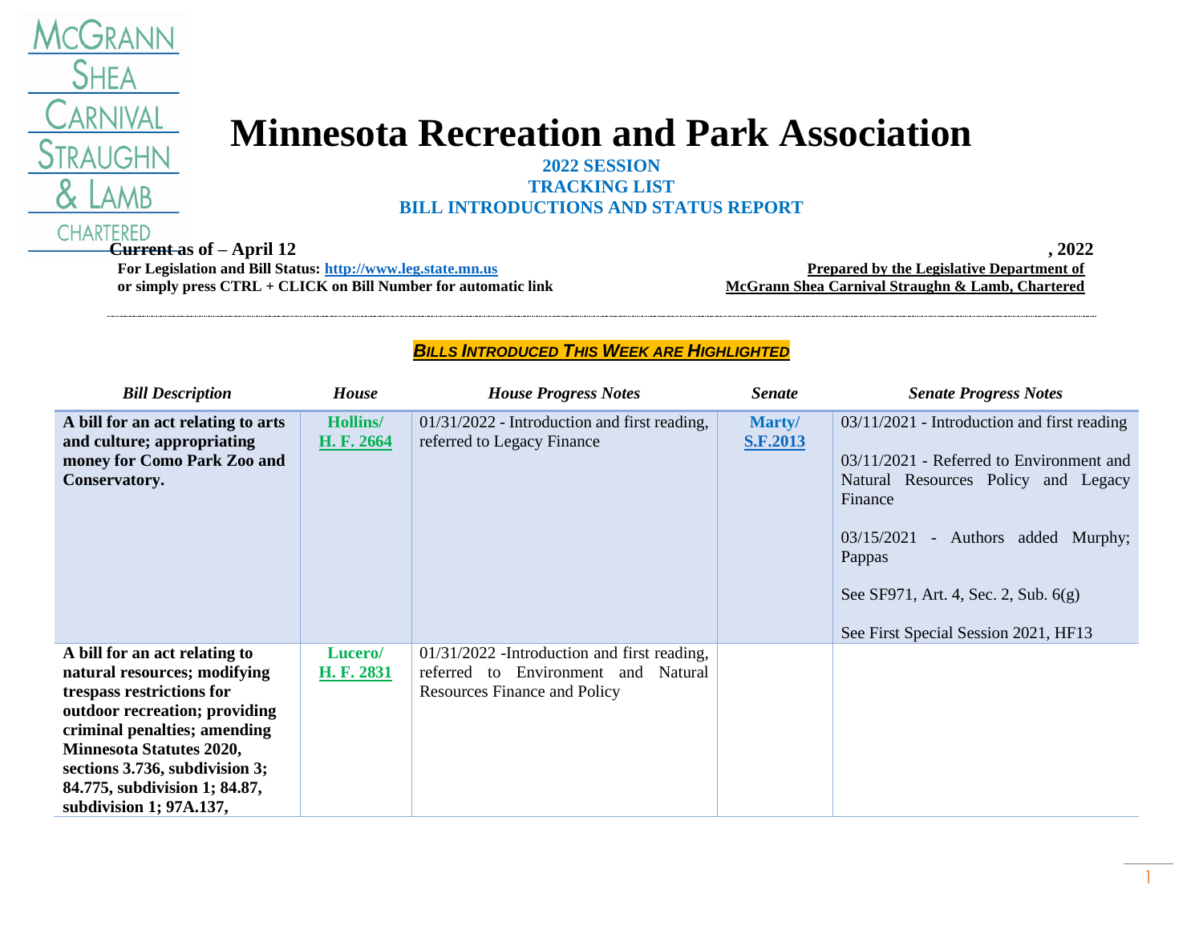McGRANN SHEA CARNIVAL STRAUGHN & LAMB CHARTERED

# Minnesota Recreation and Park Association

**2022 SESSION**
**TRACKING LIST**
**BILL INTRODUCTIONS AND STATUS REPORT**

**Current as of – April 12, 2022**

**For Legislation and Bill Status: http://www.leg.state.mn.us**
**or simply press CTRL + CLICK on Bill Number for automatic link**

**Prepared by the Legislative Department of McGrann Shea Carnival Straughn & Lamb, Chartered**

***BILLS INTRODUCED THIS WEEK ARE HIGHLIGHTED***

| *Bill Description* | *House* | *House Progress Notes* | *Senate* | *Senate Progress Notes* |
|---|---|---|---|---|
| **A bill for an act relating to arts and culture; appropriating money for Como Park Zoo and Conservatory.** | **Hollins/ H. F. 2664** | 01/31/2022 - Introduction and first reading, referred to Legacy Finance | **Marty/ S.F.2013** | 03/11/2021 - Introduction and first reading<br><br>03/11/2021 - Referred to Environment and Natural Resources Policy and Legacy Finance<br><br>03/15/2021 - Authors added Murphy; Pappas<br><br>See SF971, Art. 4, Sec. 2, Sub. 6(g)<br><br>See First Special Session 2021, HF13 |
| **A bill for an act relating to natural resources; modifying trespass restrictions for outdoor recreation; providing criminal penalties; amending Minnesota Statutes 2020, sections 3.736, subdivision 3; 84.775, subdivision 1; 84.87, subdivision 1; 97A.137,** | **Lucero/ H. F. 2831** | 01/31/2022 -Introduction and first reading, referred to Environment and Natural Resources Finance and Policy | | |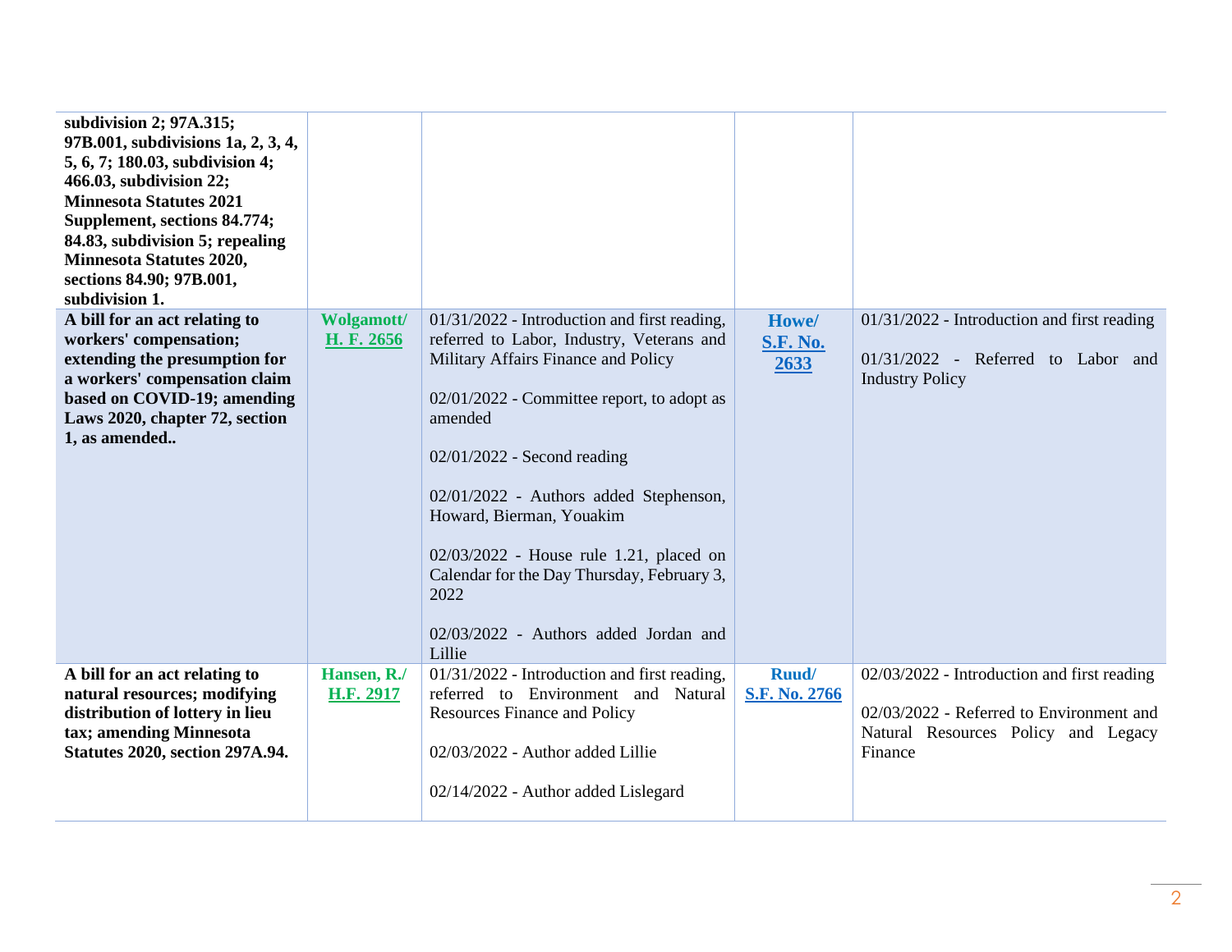| | | | | |
|---|---|---|---|---|
| **subdivision 2; 97A.315; 97B.001, subdivisions 1a, 2, 3, 4, 5, 6, 7; 180.03, subdivision 4; 466.03, subdivision 22; Minnesota Statutes 2021 Supplement, sections 84.774; 84.83, subdivision 5; repealing Minnesota Statutes 2020, sections 84.90; 97B.001, subdivision 1.** | | | | |
| **A bill for an act relating to workers' compensation; extending the presumption for a workers' compensation claim based on COVID-19; amending Laws 2020, chapter 72, section 1, as amended..** | **Wolgamott/ H. F. 2656** | 01/31/2022 - Introduction and first reading, referred to Labor, Industry, Veterans and Military Affairs Finance and Policy<br><br>02/01/2022 - Committee report, to adopt as amended<br><br>02/01/2022 - Second reading<br><br>02/01/2022 - Authors added Stephenson, Howard, Bierman, Youakim<br><br>02/03/2022 - House rule 1.21, placed on Calendar for the Day Thursday, February 3, 2022<br><br>02/03/2022 - Authors added Jordan and Lillie | **Howe/ S.F. No. 2633** | 01/31/2022 - Introduction and first reading<br><br>01/31/2022 - Referred to Labor and Industry Policy |
| **A bill for an act relating to natural resources; modifying distribution of lottery in lieu tax; amending Minnesota Statutes 2020, section 297A.94.** | **Hansen, R./ H.F. 2917** | 01/31/2022 - Introduction and first reading, referred to Environment and Natural Resources Finance and Policy<br><br>02/03/2022 - Author added Lillie<br><br>02/14/2022 - Author added Lislegard | **Ruud/ S.F. No. 2766** | 02/03/2022 - Introduction and first reading<br><br>02/03/2022 - Referred to Environment and Natural Resources Policy and Legacy Finance |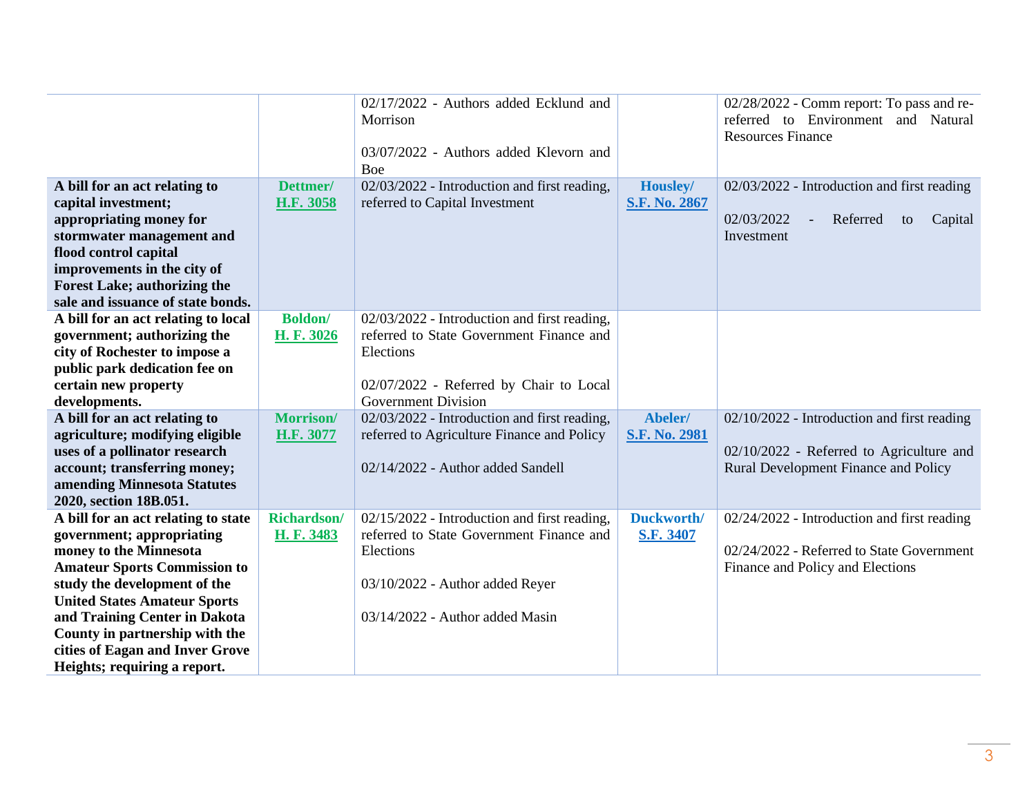| | | | | |
|---|---|---|---|---|
| | | 02/17/2022 - Authors added Ecklund and Morrison<br><br>03/07/2022 - Authors added Klevorn and Boe | | 02/28/2022 - Comm report: To pass and re-referred to Environment and Natural Resources Finance |
| **A bill for an act relating to capital investment; appropriating money for stormwater management and flood control capital improvements in the city of Forest Lake; authorizing the sale and issuance of state bonds.** | **Dettmer/ H.F. 3058** | 02/03/2022 - Introduction and first reading, referred to Capital Investment | **Housley/ S.F. No. 2867** | 02/03/2022 - Introduction and first reading<br><br>02/03/2022 - Referred to Capital Investment |
| **A bill for an act relating to local government; authorizing the city of Rochester to impose a public park dedication fee on certain new property developments.** | **Boldon/ H. F. 3026** | 02/03/2022 - Introduction and first reading, referred to State Government Finance and Elections<br><br>02/07/2022 - Referred by Chair to Local Government Division | | |
| **A bill for an act relating to agriculture; modifying eligible uses of a pollinator research account; transferring money; amending Minnesota Statutes 2020, section 18B.051.** | **Morrison/ H.F. 3077** | 02/03/2022 - Introduction and first reading, referred to Agriculture Finance and Policy<br><br>02/14/2022 - Author added Sandell | **Abeler/ S.F. No. 2981** | 02/10/2022 - Introduction and first reading<br><br>02/10/2022 - Referred to Agriculture and Rural Development Finance and Policy |
| **A bill for an act relating to state government; appropriating money to the Minnesota Amateur Sports Commission to study the development of the United States Amateur Sports and Training Center in Dakota County in partnership with the cities of Eagan and Inver Grove Heights; requiring a report.** | **Richardson/ H. F. 3483** | 02/15/2022 - Introduction and first reading, referred to State Government Finance and Elections<br><br>03/10/2022 - Author added Reyer<br><br>03/14/2022 - Author added Masin | **Duckworth/ S.F. 3407** | 02/24/2022 - Introduction and first reading<br><br>02/24/2022 - Referred to State Government Finance and Policy and Elections |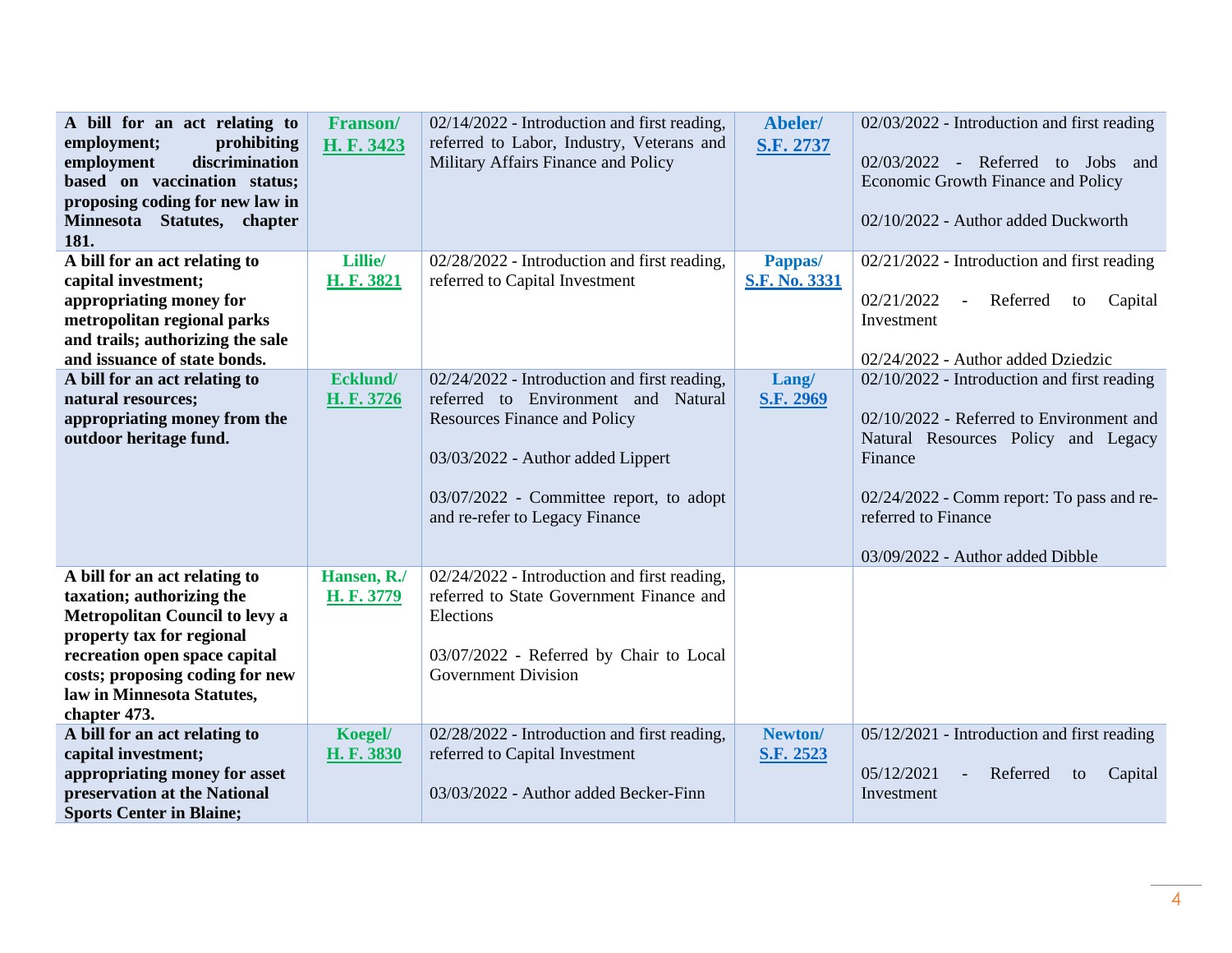| | | | | |
|---|---|---|---|---|
| **A bill for an act relating to employment; prohibiting employment discrimination based on vaccination status; proposing coding for new law in Minnesota Statutes, chapter 181.** | **Franson/ H. F. 3423** | 02/14/2022 - Introduction and first reading, referred to Labor, Industry, Veterans and Military Affairs Finance and Policy | **Abeler/ S.F. 2737** | 02/03/2022 - Introduction and first reading<br><br>02/03/2022 - Referred to Jobs and Economic Growth Finance and Policy<br><br>02/10/2022 - Author added Duckworth |
| **A bill for an act relating to capital investment; appropriating money for metropolitan regional parks and trails; authorizing the sale and issuance of state bonds.** | **Lillie/ H. F. 3821** | 02/28/2022 - Introduction and first reading, referred to Capital Investment | **Pappas/ S.F. No. 3331** | 02/21/2022 - Introduction and first reading<br><br>02/21/2022 - Referred to Capital Investment<br><br>02/24/2022 - Author added Dziedzic |
| **A bill for an act relating to natural resources; appropriating money from the outdoor heritage fund.** | **Ecklund/ H. F. 3726** | 02/24/2022 - Introduction and first reading, referred to Environment and Natural Resources Finance and Policy<br><br>03/03/2022 - Author added Lippert<br><br>03/07/2022 - Committee report, to adopt and re-refer to Legacy Finance | **Lang/ S.F. 2969** | 02/10/2022 - Introduction and first reading<br><br>02/10/2022 - Referred to Environment and Natural Resources Policy and Legacy Finance<br><br>02/24/2022 - Comm report: To pass and re-referred to Finance<br><br>03/09/2022 - Author added Dibble |
| **A bill for an act relating to taxation; authorizing the Metropolitan Council to levy a property tax for regional recreation open space capital costs; proposing coding for new law in Minnesota Statutes, chapter 473.** | **Hansen, R./ H. F. 3779** | 02/24/2022 - Introduction and first reading, referred to State Government Finance and Elections<br><br>03/07/2022 - Referred by Chair to Local Government Division | | |
| **A bill for an act relating to capital investment; appropriating money for asset preservation at the National Sports Center in Blaine;** | **Koegel/ H. F. 3830** | 02/28/2022 - Introduction and first reading, referred to Capital Investment<br><br>03/03/2022 - Author added Becker-Finn | **Newton/ S.F. 2523** | 05/12/2021 - Introduction and first reading<br><br>05/12/2021 - Referred to Capital Investment |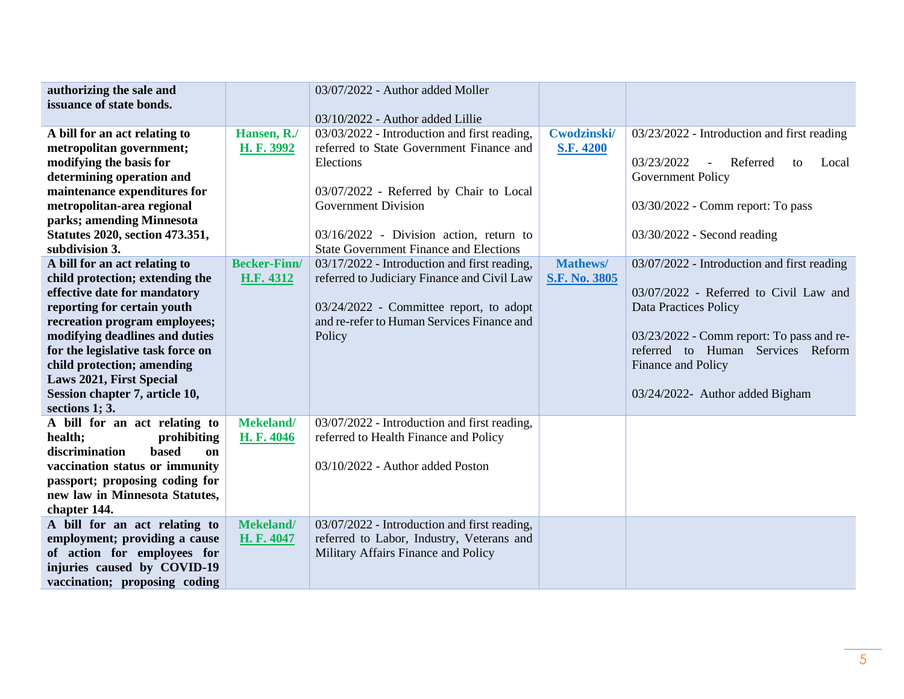| | | | | |
|---|---|---|---|---|
| **authorizing the sale and issuance of state bonds.** | | 03/07/2022 - Author added Moller<br><br>03/10/2022 - Author added Lillie | | |
| **A bill for an act relating to metropolitan government; modifying the basis for determining operation and maintenance expenditures for metropolitan-area regional parks; amending Minnesota Statutes 2020, section 473.351, subdivision 3.** | **Hansen, R./ H. F. 3992** | 03/03/2022 - Introduction and first reading, referred to State Government Finance and Elections<br><br>03/07/2022 - Referred by Chair to Local Government Division<br><br>03/16/2022 - Division action, return to State Government Finance and Elections | **Cwodzinski/ S.F. 4200** | 03/23/2022 - Introduction and first reading<br><br>03/23/2022 - Referred to Local Government Policy<br><br>03/30/2022 - Comm report: To pass<br><br>03/30/2022 - Second reading |
| **A bill for an act relating to child protection; extending the effective date for mandatory reporting for certain youth recreation program employees; modifying deadlines and duties for the legislative task force on child protection; amending Laws 2021, First Special Session chapter 7, article 10, sections 1; 3.** | **Becker-Finn/ H.F. 4312** | 03/17/2022 - Introduction and first reading, referred to Judiciary Finance and Civil Law<br><br>03/24/2022 - Committee report, to adopt and re-refer to Human Services Finance and Policy | **Mathews/ S.F. No. 3805** | 03/07/2022 - Introduction and first reading<br><br>03/07/2022 - Referred to Civil Law and Data Practices Policy<br><br>03/23/2022 - Comm report: To pass and re-referred to Human Services Reform Finance and Policy<br><br>03/24/2022- Author added Bigham |
| **A bill for an act relating to health; prohibiting discrimination based on vaccination status or immunity passport; proposing coding for new law in Minnesota Statutes, chapter 144.** | **Mekeland/ H. F. 4046** | 03/07/2022 - Introduction and first reading, referred to Health Finance and Policy<br><br>03/10/2022 - Author added Poston | | |
| **A bill for an act relating to employment; providing a cause of action for employees for injuries caused by COVID-19 vaccination; proposing coding** | **Mekeland/ H. F. 4047** | 03/07/2022 - Introduction and first reading, referred to Labor, Industry, Veterans and Military Affairs Finance and Policy | | |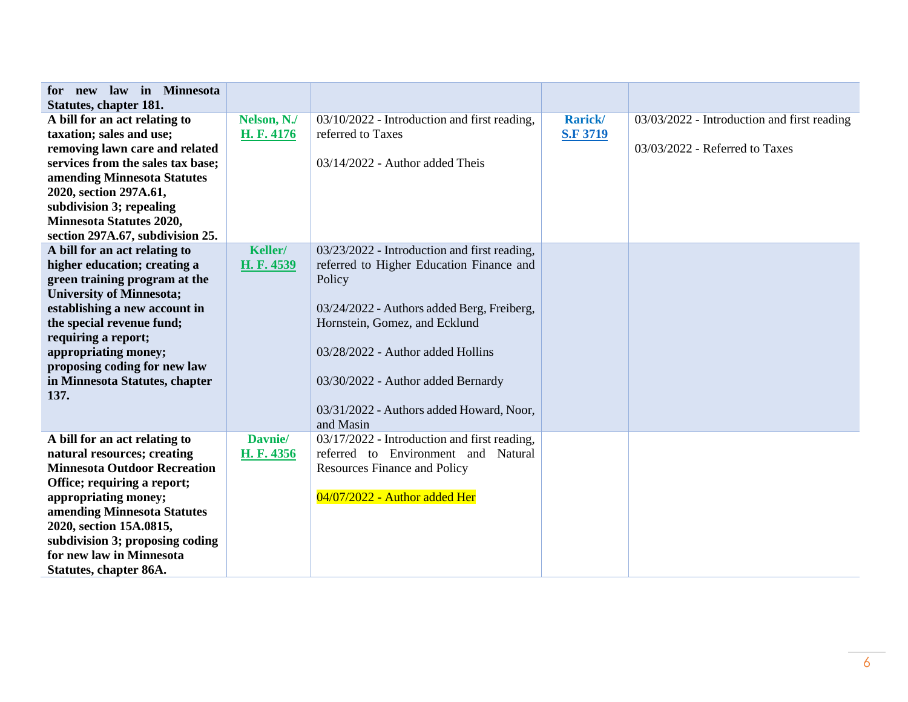| | | | | |
|---|---|---|---|---|
| **for new law in Minnesota Statutes, chapter 181.** | | | | |
| **A bill for an act relating to taxation; sales and use; removing lawn care and related services from the sales tax base; amending Minnesota Statutes 2020, section 297A.61, subdivision 3; repealing Minnesota Statutes 2020, section 297A.67, subdivision 25.** | **Nelson, N./ H. F. 4176** | 03/10/2022 - Introduction and first reading, referred to Taxes<br><br>03/14/2022 - Author added Theis | **Rarick/ S.F 3719** | 03/03/2022 - Introduction and first reading<br><br>03/03/2022 - Referred to Taxes |
| **A bill for an act relating to higher education; creating a green training program at the University of Minnesota; establishing a new account in the special revenue fund; requiring a report; appropriating money; proposing coding for new law in Minnesota Statutes, chapter 137.** | **Keller/ H. F. 4539** | 03/23/2022 - Introduction and first reading, referred to Higher Education Finance and Policy<br><br>03/24/2022 - Authors added Berg, Freiberg, Hornstein, Gomez, and Ecklund<br><br>03/28/2022 - Author added Hollins<br><br>03/30/2022 - Author added Bernardy<br><br>03/31/2022 - Authors added Howard, Noor, and Masin | | |
| **A bill for an act relating to natural resources; creating Minnesota Outdoor Recreation Office; requiring a report; appropriating money; amending Minnesota Statutes 2020, section 15A.0815, subdivision 3; proposing coding for new law in Minnesota Statutes, chapter 86A.** | **Davnie/ H. F. 4356** | 03/17/2022 - Introduction and first reading, referred to Environment and Natural Resources Finance and Policy<br><br>04/07/2022 - Author added Her | | |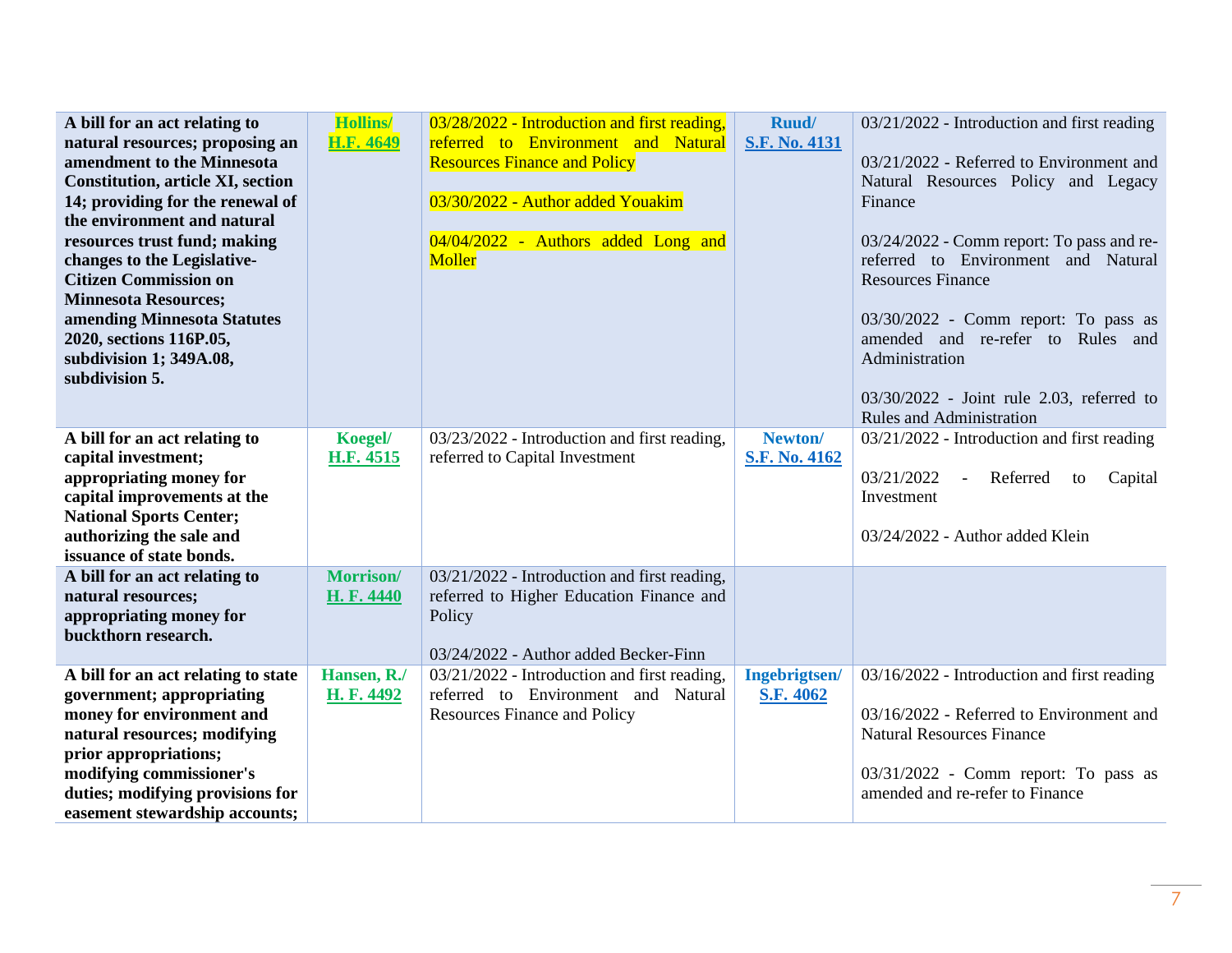| | | | | |
|---|---|---|---|---|
| **A bill for an act relating to natural resources; proposing an amendment to the Minnesota Constitution, article XI, section 14; providing for the renewal of the environment and natural resources trust fund; making changes to the Legislative-Citizen Commission on Minnesota Resources; amending Minnesota Statutes 2020, sections 116P.05, subdivision 1; 349A.08, subdivision 5.** | **Hollins/ H.F. 4649** | 03/28/2022 - Introduction and first reading, referred to Environment and Natural Resources Finance and Policy<br><br>03/30/2022 - Author added Youakim<br><br>04/04/2022 - Authors added Long and Moller | **Ruud/ S.F. No. 4131** | 03/21/2022 - Introduction and first reading<br><br>03/21/2022 - Referred to Environment and Natural Resources Policy and Legacy Finance<br><br>03/24/2022 - Comm report: To pass and re-referred to Environment and Natural Resources Finance<br><br>03/30/2022 - Comm report: To pass as amended and re-refer to Rules and Administration<br><br>03/30/2022 - Joint rule 2.03, referred to Rules and Administration |
| **A bill for an act relating to capital investment; appropriating money for capital improvements at the National Sports Center; authorizing the sale and issuance of state bonds.** | **Koegel/ H.F. 4515** | 03/23/2022 - Introduction and first reading, referred to Capital Investment | **Newton/ S.F. No. 4162** | 03/21/2022 - Introduction and first reading<br><br>03/21/2022 - Referred to Capital Investment<br><br>03/24/2022 - Author added Klein |
| **A bill for an act relating to natural resources; appropriating money for buckthorn research.** | **Morrison/ H. F. 4440** | 03/21/2022 - Introduction and first reading, referred to Higher Education Finance and Policy<br><br>03/24/2022 - Author added Becker-Finn | | |
| **A bill for an act relating to state government; appropriating money for environment and natural resources; modifying prior appropriations; modifying commissioner's duties; modifying provisions for easement stewardship accounts;** | **Hansen, R./ H. F. 4492** | 03/21/2022 - Introduction and first reading, referred to Environment and Natural Resources Finance and Policy | **Ingebrigtsen/ S.F. 4062** | 03/16/2022 - Introduction and first reading<br><br>03/16/2022 - Referred to Environment and Natural Resources Finance<br><br>03/31/2022 - Comm report: To pass as amended and re-refer to Finance |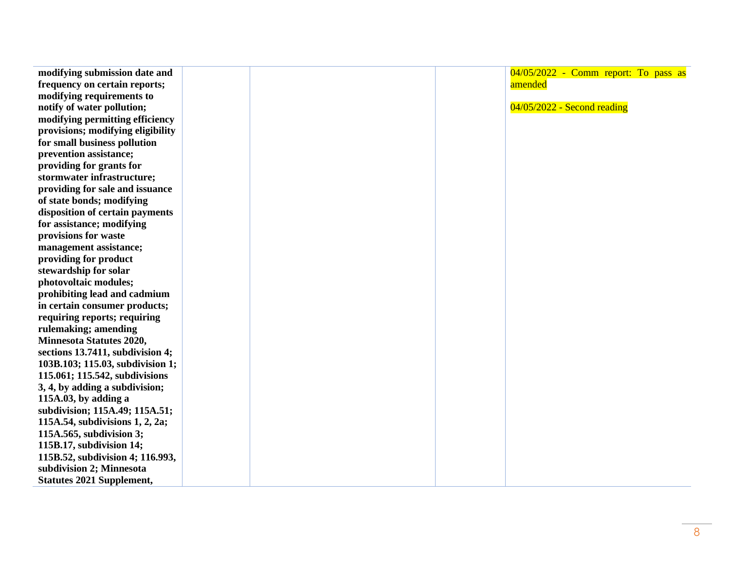| | | | | |
|---|---|---|---|---|
| **modifying submission date and frequency on certain reports; modifying requirements to notify of water pollution; modifying permitting efficiency provisions; modifying eligibility for small business pollution prevention assistance; providing for grants for stormwater infrastructure; providing for sale and issuance of state bonds; modifying disposition of certain payments for assistance; modifying provisions for waste management assistance; providing for product stewardship for solar photovoltaic modules; prohibiting lead and cadmium in certain consumer products; requiring reports; requiring rulemaking; amending Minnesota Statutes 2020, sections 13.7411, subdivision 4; 103B.103; 115.03, subdivision 1; 115.061; 115.542, subdivisions 3, 4, by adding a subdivision; 115A.03, by adding a subdivision; 115A.49; 115A.51; 115A.54, subdivisions 1, 2, 2a; 115A.565, subdivision 3; 115B.17, subdivision 14; 115B.52, subdivision 4; 116.993, subdivision 2; Minnesota Statutes 2021 Supplement,** | | | | 04/05/2022 - Comm report: To pass as amended<br><br>04/05/2022 - Second reading |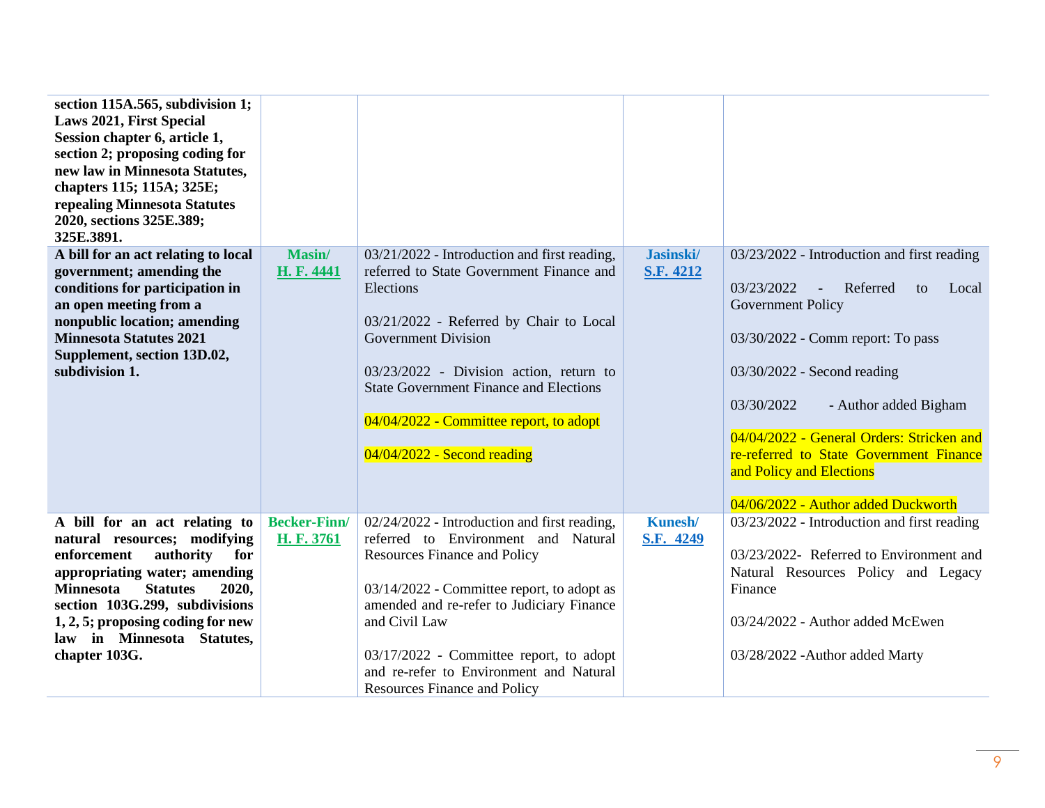| | | | | |
|---|---|---|---|---|
| **section 115A.565, subdivision 1; Laws 2021, First Special Session chapter 6, article 1, section 2; proposing coding for new law in Minnesota Statutes, chapters 115; 115A; 325E; repealing Minnesota Statutes 2020, sections 325E.389; 325E.3891.** | | | | |
| **A bill for an act relating to local government; amending the conditions for participation in an open meeting from a nonpublic location; amending Minnesota Statutes 2021 Supplement, section 13D.02, subdivision 1.** | **Masin/ H. F. 4441** | 03/21/2022 - Introduction and first reading, referred to State Government Finance and Elections<br><br>03/21/2022 - Referred by Chair to Local Government Division<br><br>03/23/2022 - Division action, return to State Government Finance and Elections<br><br>04/04/2022 - Committee report, to adopt<br><br>04/04/2022 - Second reading | **Jasinski/ S.F. 4212** | 03/23/2022 - Introduction and first reading<br><br>03/23/2022 - Referred to Local Government Policy<br><br>03/30/2022 - Comm report: To pass<br><br>03/30/2022 - Second reading<br><br>03/30/2022 - Author added Bigham<br><br>04/04/2022 - General Orders: Stricken and re-referred to State Government Finance and Policy and Elections<br><br>04/06/2022 - Author added Duckworth |
| **A bill for an act relating to natural resources; modifying enforcement authority for appropriating water; amending Minnesota Statutes 2020, section 103G.299, subdivisions 1, 2, 5; proposing coding for new law in Minnesota Statutes, chapter 103G.** | **Becker-Finn/ H. F. 3761** | 02/24/2022 - Introduction and first reading, referred to Environment and Natural Resources Finance and Policy<br><br>03/14/2022 - Committee report, to adopt as amended and re-refer to Judiciary Finance and Civil Law<br><br>03/17/2022 - Committee report, to adopt and re-refer to Environment and Natural Resources Finance and Policy | **Kunesh/ S.F. 4249** | 03/23/2022 - Introduction and first reading<br><br>03/23/2022- Referred to Environment and Natural Resources Policy and Legacy Finance<br><br>03/24/2022 - Author added McEwen<br><br>03/28/2022 -Author added Marty |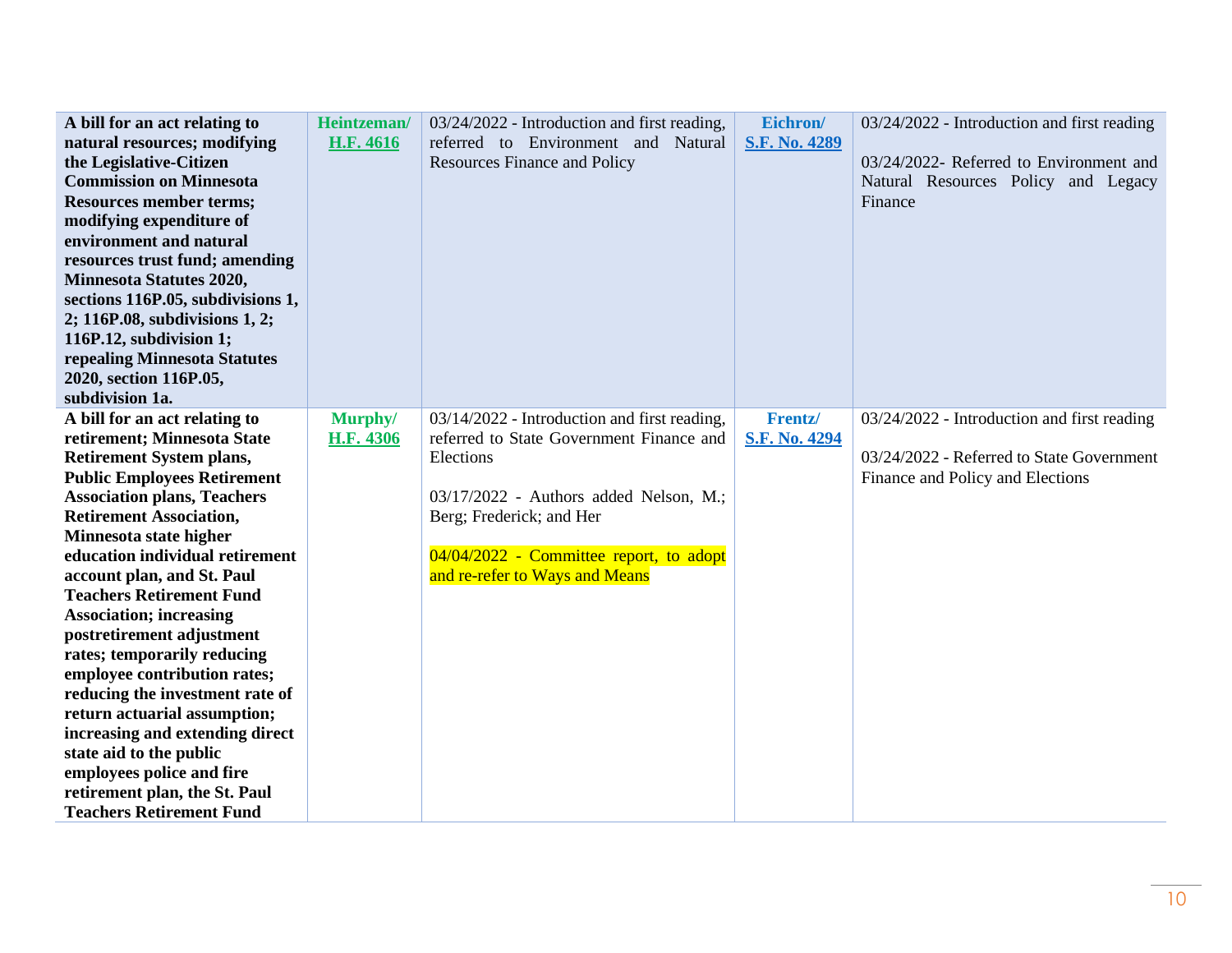| | | | | |
|---|---|---|---|---|
| **A bill for an act relating to natural resources; modifying the Legislative-Citizen Commission on Minnesota Resources member terms; modifying expenditure of environment and natural resources trust fund; amending Minnesota Statutes 2020, sections 116P.05, subdivisions 1, 2; 116P.08, subdivisions 1, 2; 116P.12, subdivision 1; repealing Minnesota Statutes 2020, section 116P.05, subdivision 1a.** | **Heintzeman/ H.F. 4616** | 03/24/2022 - Introduction and first reading, referred to Environment and Natural Resources Finance and Policy | **Eichron/ S.F. No. 4289** | 03/24/2022 - Introduction and first reading<br><br>03/24/2022- Referred to Environment and Natural Resources Policy and Legacy Finance |
| **A bill for an act relating to retirement; Minnesota State Retirement System plans, Public Employees Retirement Association plans, Teachers Retirement Association, Minnesota state higher education individual retirement account plan, and St. Paul Teachers Retirement Fund Association; increasing postretirement adjustment rates; temporarily reducing employee contribution rates; reducing the investment rate of return actuarial assumption; increasing and extending direct state aid to the public employees police and fire retirement plan, the St. Paul Teachers Retirement Fund** | **Murphy/ H.F. 4306** | 03/14/2022 - Introduction and first reading, referred to State Government Finance and Elections<br><br>03/17/2022 - Authors added Nelson, M.; Berg; Frederick; and Her<br><br>04/04/2022 - Committee report, to adopt and re-refer to Ways and Means | **Frentz/ S.F. No. 4294** | 03/24/2022 - Introduction and first reading<br><br>03/24/2022 - Referred to State Government Finance and Policy and Elections |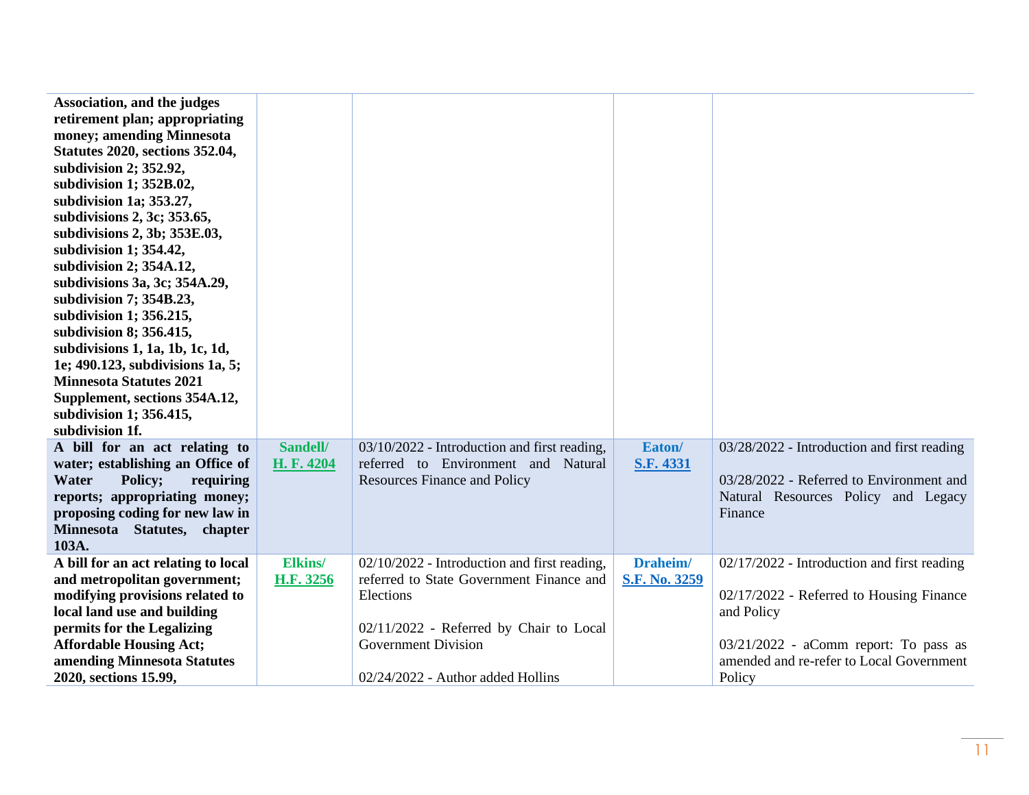| | | | | |
|---|---|---|---|---|
| **Association, and the judges retirement plan; appropriating money; amending Minnesota Statutes 2020, sections 352.04, subdivision 2; 352.92, subdivision 1; 352B.02, subdivision 1a; 353.27, subdivisions 2, 3c; 353.65, subdivisions 2, 3b; 353E.03, subdivision 1; 354.42, subdivision 2; 354A.12, subdivisions 3a, 3c; 354A.29, subdivision 7; 354B.23, subdivision 1; 356.215, subdivision 8; 356.415, subdivisions 1, 1a, 1b, 1c, 1d, 1e; 490.123, subdivisions 1a, 5; Minnesota Statutes 2021 Supplement, sections 354A.12, subdivision 1; 356.415, subdivision 1f.** | | | | |
| **A bill for an act relating to water; establishing an Office of Water Policy; requiring reports; appropriating money; proposing coding for new law in Minnesota Statutes, chapter 103A.** | **Sandell/ H. F. 4204** | 03/10/2022 - Introduction and first reading, referred to Environment and Natural Resources Finance and Policy | **Eaton/ S.F. 4331** | 03/28/2022 - Introduction and first reading<br><br>03/28/2022 - Referred to Environment and Natural Resources Policy and Legacy Finance |
| **A bill for an act relating to local and metropolitan government; modifying provisions related to local land use and building permits for the Legalizing Affordable Housing Act; amending Minnesota Statutes 2020, sections 15.99,** | **Elkins/ H.F. 3256** | 02/10/2022 - Introduction and first reading, referred to State Government Finance and Elections<br><br>02/11/2022 - Referred by Chair to Local Government Division<br><br>02/24/2022 - Author added Hollins | **Draheim/ S.F. No. 3259** | 02/17/2022 - Introduction and first reading<br><br>02/17/2022 - Referred to Housing Finance and Policy<br><br>03/21/2022 - aComm report: To pass as amended and re-refer to Local Government Policy |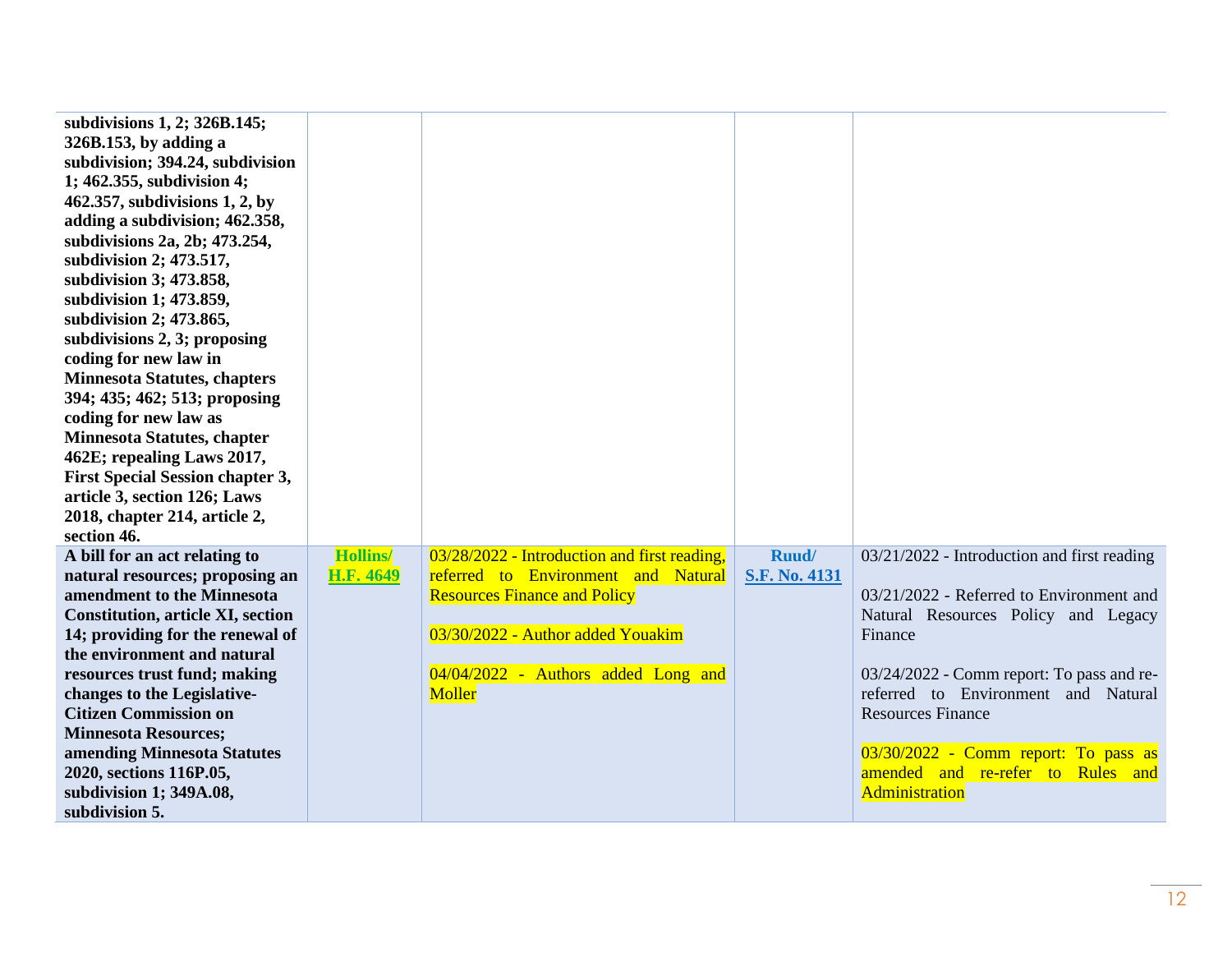| | | | | |
|---|---|---|---|---|
| **subdivisions 1, 2; 326B.145; 326B.153, by adding a subdivision; 394.24, subdivision 1; 462.355, subdivision 4; 462.357, subdivisions 1, 2, by adding a subdivision; 462.358, subdivisions 2a, 2b; 473.254, subdivision 2; 473.517, subdivision 3; 473.858, subdivision 1; 473.859, subdivision 2; 473.865, subdivisions 2, 3; proposing coding for new law in Minnesota Statutes, chapters 394; 435; 462; 513; proposing coding for new law as Minnesota Statutes, chapter 462E; repealing Laws 2017, First Special Session chapter 3, article 3, section 126; Laws 2018, chapter 214, article 2, section 46.** | | | | |
| **A bill for an act relating to natural resources; proposing an amendment to the Minnesota Constitution, article XI, section 14; providing for the renewal of the environment and natural resources trust fund; making changes to the Legislative-Citizen Commission on Minnesota Resources; amending Minnesota Statutes 2020, sections 116P.05, subdivision 1; 349A.08, subdivision 5.** | **Hollins/ H.F. 4649** | 03/28/2022 - Introduction and first reading, referred to Environment and Natural Resources Finance and Policy<br><br>03/30/2022 - Author added Youakim<br><br>04/04/2022 - Authors added Long and Moller | **Ruud/ S.F. No. 4131** | 03/21/2022 - Introduction and first reading<br><br>03/21/2022 - Referred to Environment and Natural Resources Policy and Legacy Finance<br><br>03/24/2022 - Comm report: To pass and re-referred to Environment and Natural Resources Finance<br><br>03/30/2022 - Comm report: To pass as amended and re-refer to Rules and Administration |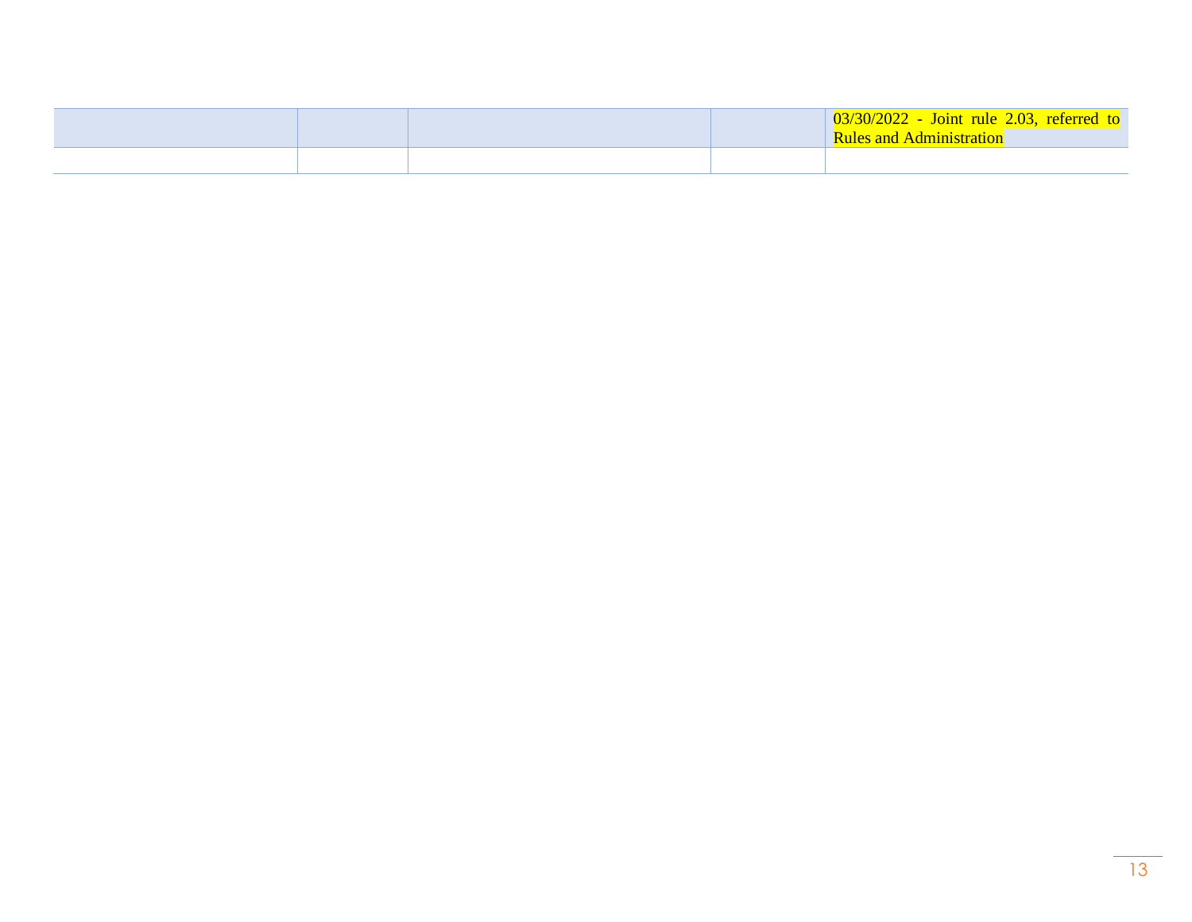| | | | | |
|---|---|---|---|---|
| | | | | 03/30/2022 - Joint rule 2.03, referred to Rules and Administration |
| | | | | |